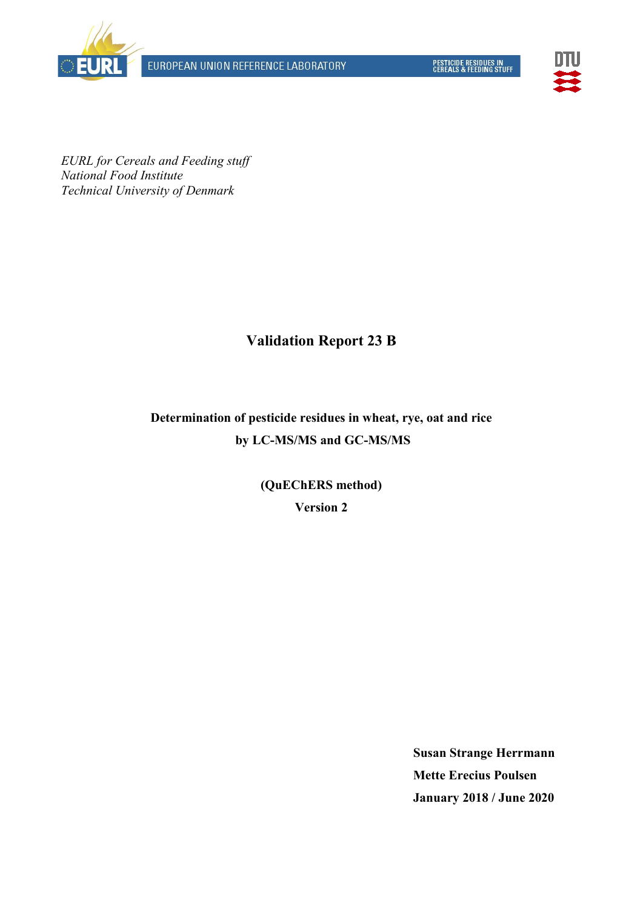EUROPEAN UNION REFERENCE LABORATORY

PESTICIDE RESIDUES IN CEREALS & FEEDING STUFF

*EURL for Cereals and Feeding stuff*
*National Food Institute*
*Technical University of Denmark*

# Validation Report 23 B

**Determination of pesticide residues in wheat, rye, oat and rice by LC-MS/MS and GC-MS/MS**

**(QuEChERS method)**

**Version 2**

**Susan Strange Herrmann**
**Mette Erecius Poulsen**
**January 2018 / June 2020**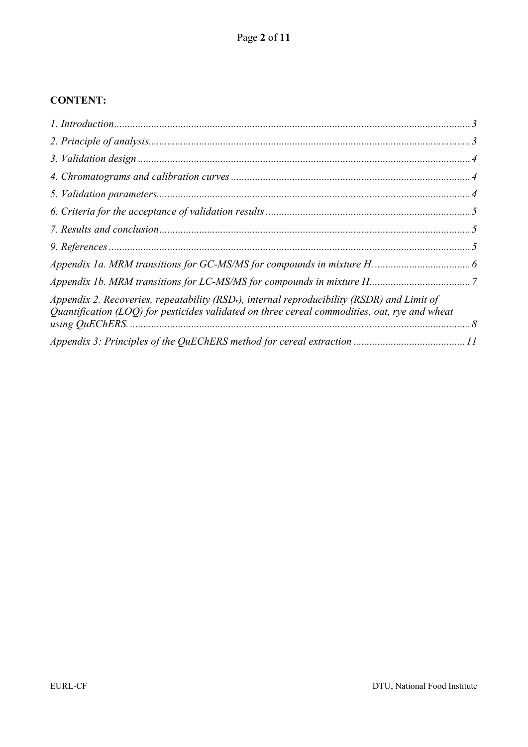**CONTENT:**

*1. Introduction* ..... 3

*2. Principle of analysis* ..... 3

*3. Validation design* ..... 4

*4. Chromatograms and calibration curves* ..... 4

*5. Validation parameters* ..... 4

*6. Criteria for the acceptance of validation results* ..... 5

*7. Results and conclusion* ..... 5

*9. References* ..... 5

*Appendix 1a. MRM transitions for GC-MS/MS for compounds in mixture H.* ..... 6

*Appendix 1b. MRM transitions for LC-MS/MS for compounds in mixture H.* ..... 7

*Appendix 2. Recoveries, repeatability ($RSD_r$), internal reproducibility (RSDR) and Limit of Quantification (LOQ) for pesticides validated on three cereal commodities, oat, rye and wheat using QuEChERS.* ..... 8

*Appendix 3: Principles of the QuEChERS method for cereal extraction* ..... 11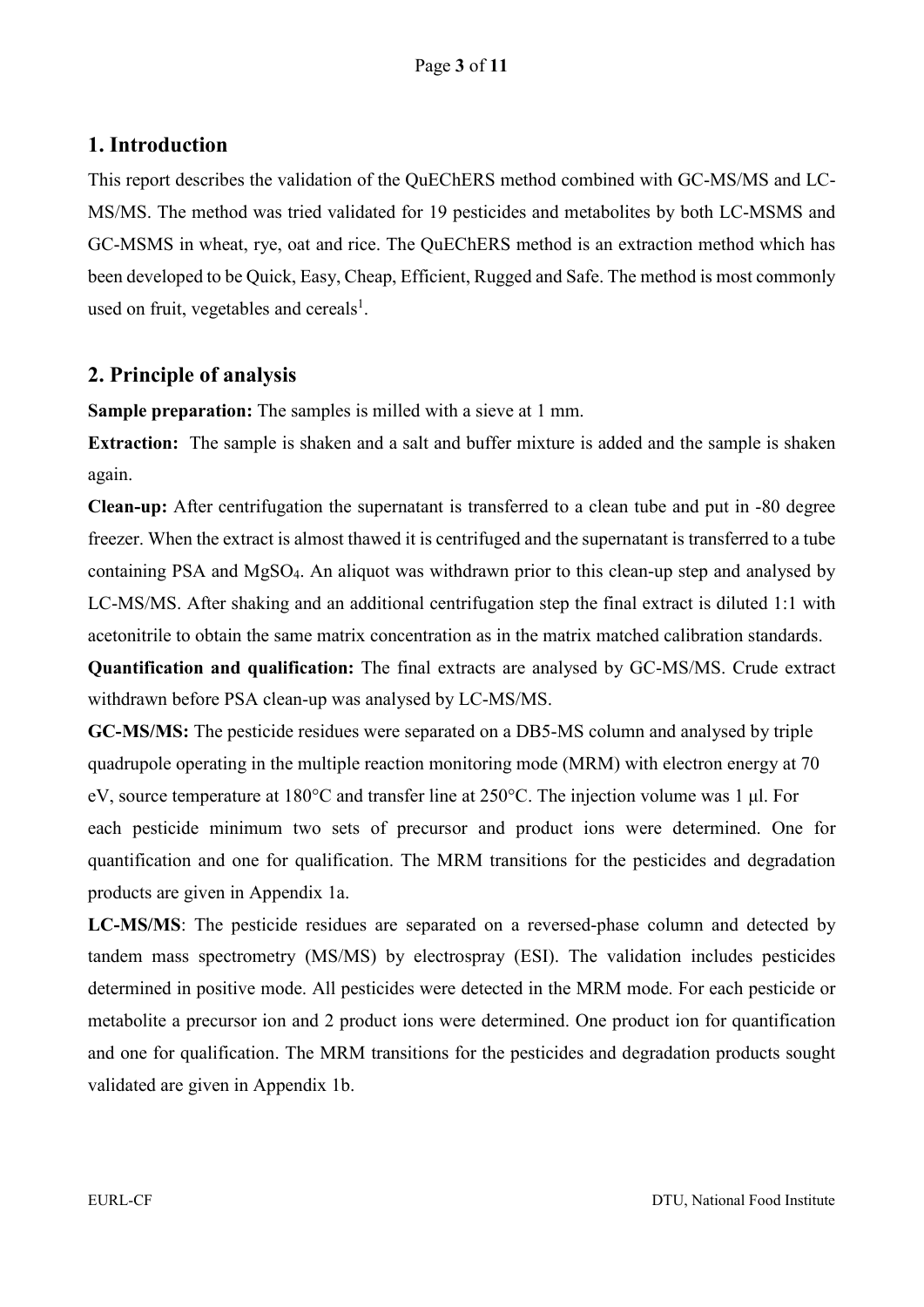## 1. Introduction

This report describes the validation of the QuEChERS method combined with GC-MS/MS and LC-MS/MS. The method was tried validated for 19 pesticides and metabolites by both LC-MSMS and GC-MSMS in wheat, rye, oat and rice. The QuEChERS method is an extraction method which has been developed to be Quick, Easy, Cheap, Efficient, Rugged and Safe. The method is most commonly used on fruit, vegetables and cereals[1].

## 2. Principle of analysis

**Sample preparation:** The samples is milled with a sieve at 1 mm.

**Extraction:** The sample is shaken and a salt and buffer mixture is added and the sample is shaken again.

**Clean-up:** After centrifugation the supernatant is transferred to a clean tube and put in -80 degree freezer. When the extract is almost thawed it is centrifuged and the supernatant is transferred to a tube containing PSA and $MgSO_4$. An aliquot was withdrawn prior to this clean-up step and analysed by LC-MS/MS. After shaking and an additional centrifugation step the final extract is diluted 1:1 with acetonitrile to obtain the same matrix concentration as in the matrix matched calibration standards.

**Quantification and qualification:** The final extracts are analysed by GC-MS/MS. Crude extract withdrawn before PSA clean-up was analysed by LC-MS/MS.

**GC-MS/MS:** The pesticide residues were separated on a DB5-MS column and analysed by triple quadrupole operating in the multiple reaction monitoring mode (MRM) with electron energy at 70 eV, source temperature at 180°C and transfer line at 250°C. The injection volume was 1 µl. For each pesticide minimum two sets of precursor and product ions were determined. One for quantification and one for qualification. The MRM transitions for the pesticides and degradation products are given in Appendix 1a.

**LC-MS/MS**: The pesticide residues are separated on a reversed-phase column and detected by tandem mass spectrometry (MS/MS) by electrospray (ESI). The validation includes pesticides determined in positive mode. All pesticides were detected in the MRM mode. For each pesticide or metabolite a precursor ion and 2 product ions were determined. One product ion for quantification and one for qualification. The MRM transitions for the pesticides and degradation products sought validated are given in Appendix 1b.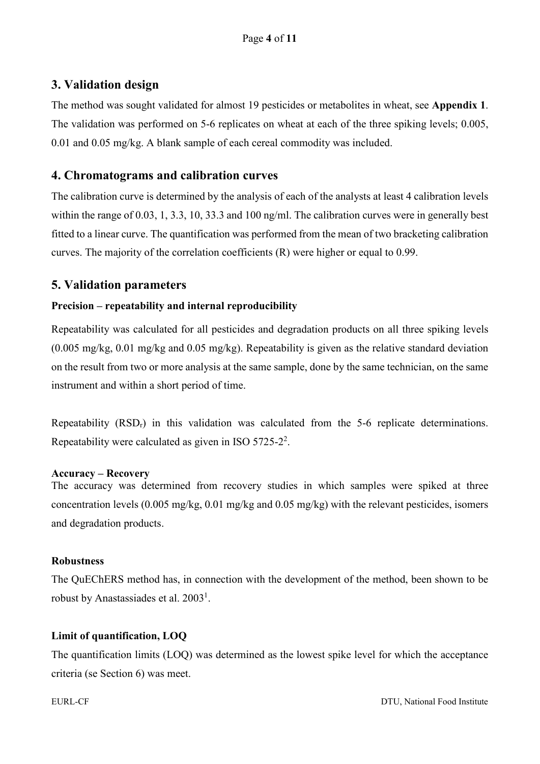## 3. Validation design

The method was sought validated for almost 19 pesticides or metabolites in wheat, see **Appendix 1**. The validation was performed on 5-6 replicates on wheat at each of the three spiking levels; 0.005, 0.01 and 0.05 mg/kg. A blank sample of each cereal commodity was included.

## 4. Chromatograms and calibration curves

The calibration curve is determined by the analysis of each of the analysts at least 4 calibration levels within the range of 0.03, 1, 3.3, 10, 33.3 and 100 ng/ml. The calibration curves were in generally best fitted to a linear curve. The quantification was performed from the mean of two bracketing calibration curves. The majority of the correlation coefficients (R) were higher or equal to 0.99.

## 5. Validation parameters

### Precision – repeatability and internal reproducibility

Repeatability was calculated for all pesticides and degradation products on all three spiking levels (0.005 mg/kg, 0.01 mg/kg and 0.05 mg/kg). Repeatability is given as the relative standard deviation on the result from two or more analysis at the same sample, done by the same technician, on the same instrument and within a short period of time.

Repeatability ($RSD_r$) in this validation was calculated from the 5-6 replicate determinations. Repeatability were calculated as given in ISO 5725-2[2].

### Accuracy – Recovery

The accuracy was determined from recovery studies in which samples were spiked at three concentration levels (0.005 mg/kg, 0.01 mg/kg and 0.05 mg/kg) with the relevant pesticides, isomers and degradation products.

### Robustness

The QuEChERS method has, in connection with the development of the method, been shown to be robust by Anastassiades et al. 2003[1].

### Limit of quantification, LOQ

The quantification limits (LOQ) was determined as the lowest spike level for which the acceptance criteria (se Section 6) was meet.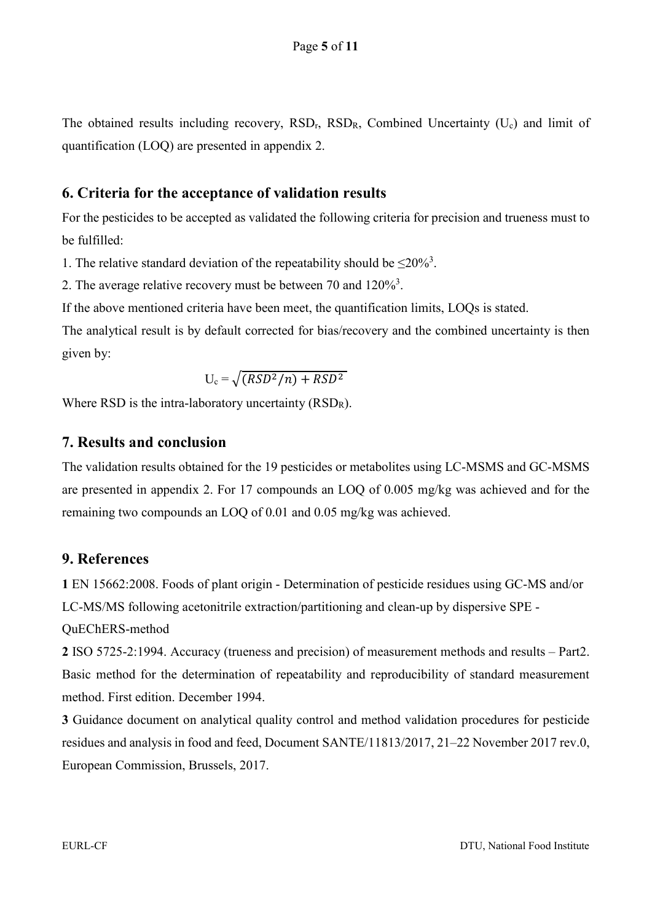The obtained results including recovery, $RSD_r$, $RSD_R$, Combined Uncertainty ($U_c$) and limit of quantification (LOQ) are presented in appendix 2.

## 6. Criteria for the acceptance of validation results

For the pesticides to be accepted as validated the following criteria for precision and trueness must to be fulfilled:

1. The relative standard deviation of the repeatability should be ≤20%[3].
2. The average relative recovery must be between 70 and 120%[3].

If the above mentioned criteria have been meet, the quantification limits, LOQs is stated.

The analytical result is by default corrected for bias/recovery and the combined uncertainty is then given by:

$$U_c = \sqrt{(RSD^2/n) + RSD^2}$$

Where RSD is the intra-laboratory uncertainty ($RSD_R$).

## 7. Results and conclusion

The validation results obtained for the 19 pesticides or metabolites using LC-MSMS and GC-MSMS are presented in appendix 2. For 17 compounds an LOQ of 0.005 mg/kg was achieved and for the remaining two compounds an LOQ of 0.01 and 0.05 mg/kg was achieved.

## 9. References

**1** EN 15662:2008. Foods of plant origin - Determination of pesticide residues using GC-MS and/or LC-MS/MS following acetonitrile extraction/partitioning and clean-up by dispersive SPE - QuEChERS-method

**2** ISO 5725-2:1994. Accuracy (trueness and precision) of measurement methods and results – Part2. Basic method for the determination of repeatability and reproducibility of standard measurement method. First edition. December 1994.

**3** Guidance document on analytical quality control and method validation procedures for pesticide residues and analysis in food and feed, Document SANTE/11813/2017, 21–22 November 2017 rev.0, European Commission, Brussels, 2017.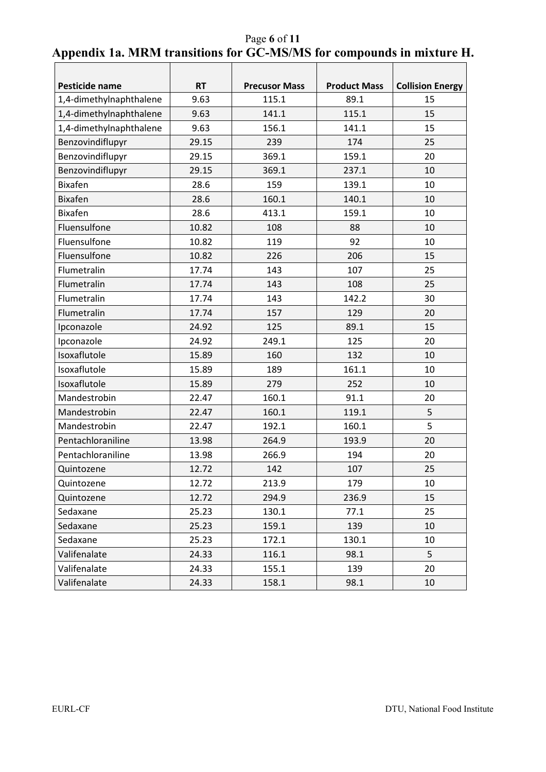# Appendix 1a. MRM transitions for GC-MS/MS for compounds in mixture H.

| Pesticide name | RT | Precusor Mass | Product Mass | Collision Energy |
|---|---|---|---|---|
| 1,4-dimethylnaphthalene | 9.63 | 115.1 | 89.1 | 15 |
| 1,4-dimethylnaphthalene | 9.63 | 141.1 | 115.1 | 15 |
| 1,4-dimethylnaphthalene | 9.63 | 156.1 | 141.1 | 15 |
| Benzovindiflupyr | 29.15 | 239 | 174 | 25 |
| Benzovindiflupyr | 29.15 | 369.1 | 159.1 | 20 |
| Benzovindiflupyr | 29.15 | 369.1 | 237.1 | 10 |
| Bixafen | 28.6 | 159 | 139.1 | 10 |
| Bixafen | 28.6 | 160.1 | 140.1 | 10 |
| Bixafen | 28.6 | 413.1 | 159.1 | 10 |
| Fluensulfone | 10.82 | 108 | 88 | 10 |
| Fluensulfone | 10.82 | 119 | 92 | 10 |
| Fluensulfone | 10.82 | 226 | 206 | 15 |
| Flumetralin | 17.74 | 143 | 107 | 25 |
| Flumetralin | 17.74 | 143 | 108 | 25 |
| Flumetralin | 17.74 | 143 | 142.2 | 30 |
| Flumetralin | 17.74 | 157 | 129 | 20 |
| Ipconazole | 24.92 | 125 | 89.1 | 15 |
| Ipconazole | 24.92 | 249.1 | 125 | 20 |
| Isoxaflutole | 15.89 | 160 | 132 | 10 |
| Isoxaflutole | 15.89 | 189 | 161.1 | 10 |
| Isoxaflutole | 15.89 | 279 | 252 | 10 |
| Mandestrobin | 22.47 | 160.1 | 91.1 | 20 |
| Mandestrobin | 22.47 | 160.1 | 119.1 | 5 |
| Mandestrobin | 22.47 | 192.1 | 160.1 | 5 |
| Pentachloraniline | 13.98 | 264.9 | 193.9 | 20 |
| Pentachloraniline | 13.98 | 266.9 | 194 | 20 |
| Quintozene | 12.72 | 142 | 107 | 25 |
| Quintozene | 12.72 | 213.9 | 179 | 10 |
| Quintozene | 12.72 | 294.9 | 236.9 | 15 |
| Sedaxane | 25.23 | 130.1 | 77.1 | 25 |
| Sedaxane | 25.23 | 159.1 | 139 | 10 |
| Sedaxane | 25.23 | 172.1 | 130.1 | 10 |
| Valifenalate | 24.33 | 116.1 | 98.1 | 5 |
| Valifenalate | 24.33 | 155.1 | 139 | 20 |
| Valifenalate | 24.33 | 158.1 | 98.1 | 10 |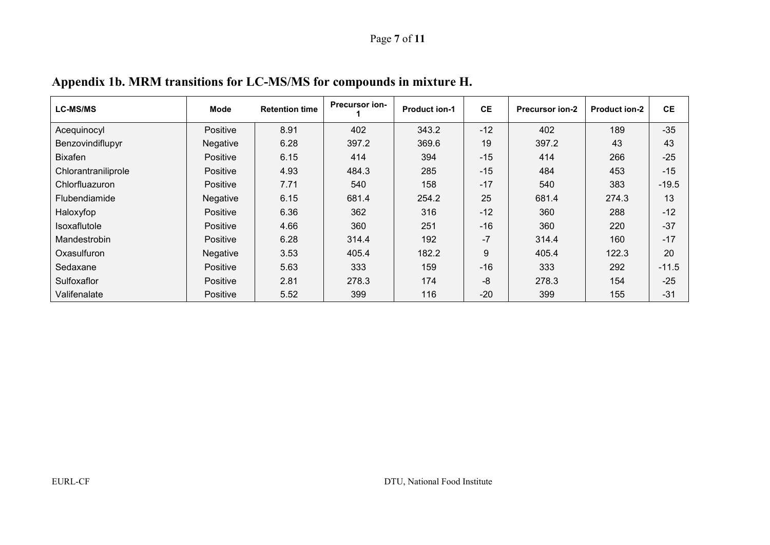## Appendix 1b. MRM transitions for LC-MS/MS for compounds in mixture H.

| LC-MS/MS | Mode | Retention time | Precursor ion-1 | Product ion-1 | CE | Precursor ion-2 | Product ion-2 | CE |
|---|---|---|---|---|---|---|---|---|
| Acequinocyl | Positive | 8.91 | 402 | 343.2 | -12 | 402 | 189 | -35 |
| Benzovindiflupyr | Negative | 6.28 | 397.2 | 369.6 | 19 | 397.2 | 43 | 43 |
| Bixafen | Positive | 6.15 | 414 | 394 | -15 | 414 | 266 | -25 |
| Chlorantraniliprole | Positive | 4.93 | 484.3 | 285 | -15 | 484 | 453 | -15 |
| Chlorfluazuron | Positive | 7.71 | 540 | 158 | -17 | 540 | 383 | -19.5 |
| Flubendiamide | Negative | 6.15 | 681.4 | 254.2 | 25 | 681.4 | 274.3 | 13 |
| Haloxyfop | Positive | 6.36 | 362 | 316 | -12 | 360 | 288 | -12 |
| Isoxaflutole | Positive | 4.66 | 360 | 251 | -16 | 360 | 220 | -37 |
| Mandestrobin | Positive | 6.28 | 314.4 | 192 | -7 | 314.4 | 160 | -17 |
| Oxasulfuron | Negative | 3.53 | 405.4 | 182.2 | 9 | 405.4 | 122.3 | 20 |
| Sedaxane | Positive | 5.63 | 333 | 159 | -16 | 333 | 292 | -11.5 |
| Sulfoxaflor | Positive | 2.81 | 278.3 | 174 | -8 | 278.3 | 154 | -25 |
| Valifenalate | Positive | 5.52 | 399 | 116 | -20 | 399 | 155 | -31 |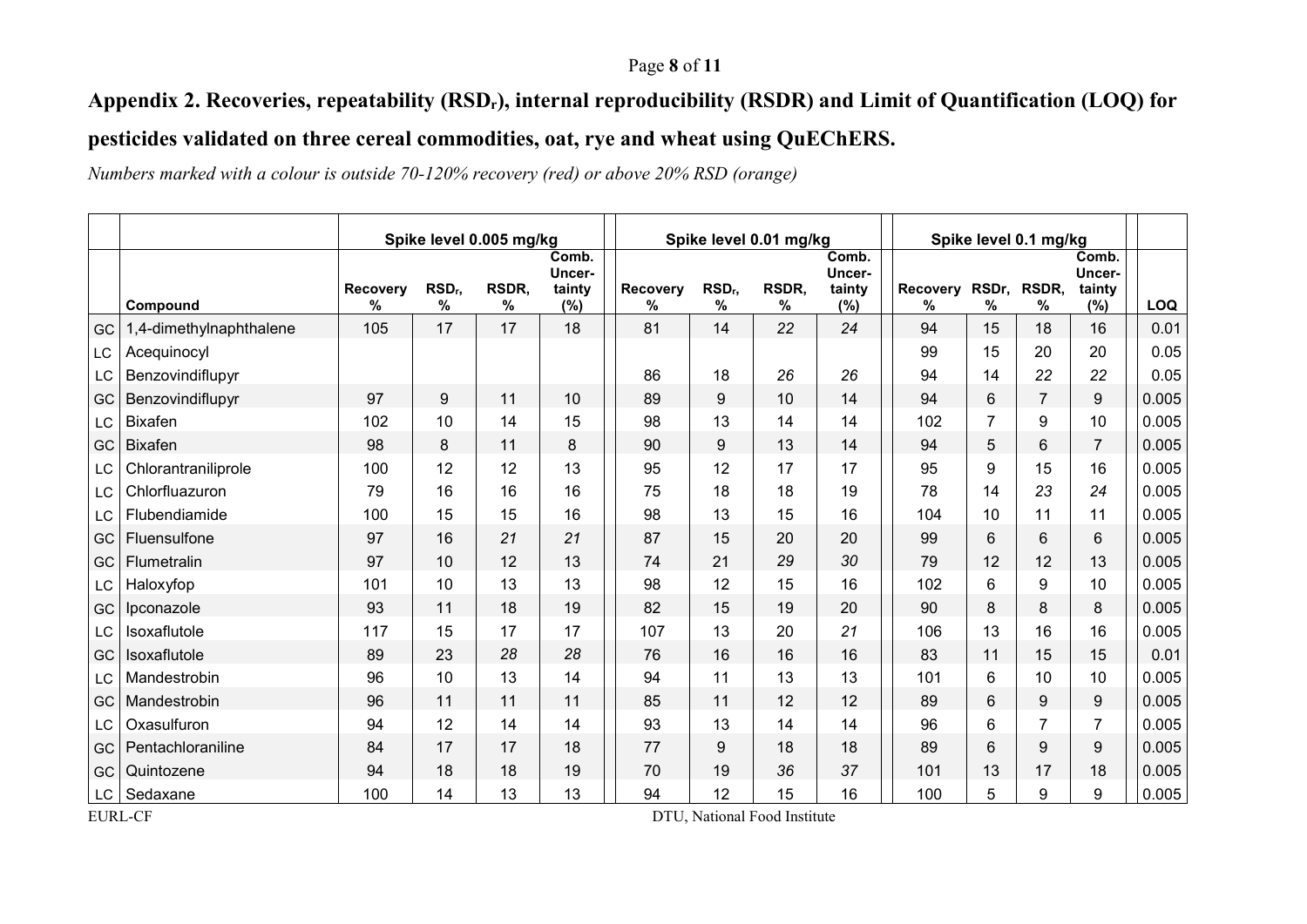## Appendix 2. Recoveries, repeatability ($RSD_r$), internal reproducibility (RSDR) and Limit of Quantification (LOQ) for pesticides validated on three cereal commodities, oat, rye and wheat using QuEChERS.

*Numbers marked with a colour is outside 70-120% recovery (red) or above 20% RSD (orange)*

| | | Spike level 0.005 mg/kg | | | | Spike level 0.01 mg/kg | | | | Spike level 0.1 mg/kg | | | | |
|---|---|---|---|---|---|---|---|---|---|---|---|---|---|---|
| | **Compound** | **Recovery %** | **$RSD_r$, %** | **RSDR, %** | **Comb. Uncer-tainty (%)** | **Recovery %** | **$RSD_r$, %** | **RSDR, %** | **Comb. Uncer-tainty (%)** | **Recovery %** | **RSDr, %** | **RSDR, %** | **Comb. Uncer-tainty (%)** | **LOQ** |
| GC | 1,4-dimethylnaphthalene | 105 | 17 | 17 | 18 | 81 | 14 | *22* | *24* | 94 | 15 | 18 | 16 | 0.01 |
| LC | Acequinocyl | | | | | | | | | 99 | 15 | 20 | 20 | 0.05 |
| LC | Benzovindiflupyr | | | | | 86 | 18 | *26* | *26* | 94 | 14 | *22* | *22* | 0.05 |
| GC | Benzovindiflupyr | 97 | 9 | 11 | 10 | 89 | 9 | 10 | 14 | 94 | 6 | 7 | 9 | 0.005 |
| LC | Bixafen | 102 | 10 | 14 | 15 | 98 | 13 | 14 | 14 | 102 | 7 | 9 | 10 | 0.005 |
| GC | Bixafen | 98 | 8 | 11 | 8 | 90 | 9 | 13 | 14 | 94 | 5 | 6 | 7 | 0.005 |
| LC | Chlorantraniliprole | 100 | 12 | 12 | 13 | 95 | 12 | 17 | 17 | 95 | 9 | 15 | 16 | 0.005 |
| LC | Chlorfluazuron | 79 | 16 | 16 | 16 | 75 | 18 | 18 | 19 | 78 | 14 | *23* | *24* | 0.005 |
| LC | Flubendiamide | 100 | 15 | 15 | 16 | 98 | 13 | 15 | 16 | 104 | 10 | 11 | 11 | 0.005 |
| GC | Fluensulfone | 97 | 16 | *21* | *21* | 87 | 15 | 20 | 20 | 99 | 6 | 6 | 6 | 0.005 |
| GC | Flumetralin | 97 | 10 | 12 | 13 | 74 | 21 | *29* | *30* | 79 | 12 | 12 | 13 | 0.005 |
| LC | Haloxyfop | 101 | 10 | 13 | 13 | 98 | 12 | 15 | 16 | 102 | 6 | 9 | 10 | 0.005 |
| GC | Ipconazole | 93 | 11 | 18 | 19 | 82 | 15 | 19 | 20 | 90 | 8 | 8 | 8 | 0.005 |
| LC | Isoxaflutole | 117 | 15 | 17 | 17 | 107 | 13 | 20 | *21* | 106 | 13 | 16 | 16 | 0.005 |
| GC | Isoxaflutole | 89 | 23 | *28* | *28* | 76 | 16 | 16 | 16 | 83 | 11 | 15 | 15 | 0.01 |
| LC | Mandestrobin | 96 | 10 | 13 | 14 | 94 | 11 | 13 | 13 | 101 | 6 | 10 | 10 | 0.005 |
| GC | Mandestrobin | 96 | 11 | 11 | 11 | 85 | 11 | 12 | 12 | 89 | 6 | 9 | 9 | 0.005 |
| LC | Oxasulfuron | 94 | 12 | 14 | 14 | 93 | 13 | 14 | 14 | 96 | 6 | 7 | 7 | 0.005 |
| GC | Pentachloraniline | 84 | 17 | 17 | 18 | 77 | 9 | 18 | 18 | 89 | 6 | 9 | 9 | 0.005 |
| GC | Quintozene | 94 | 18 | 18 | 19 | 70 | 19 | *36* | *37* | 101 | 13 | 17 | 18 | 0.005 |
| LC | Sedaxane | 100 | 14 | 13 | 13 | 94 | 12 | 15 | 16 | 100 | 5 | 9 | 9 | 0.005 |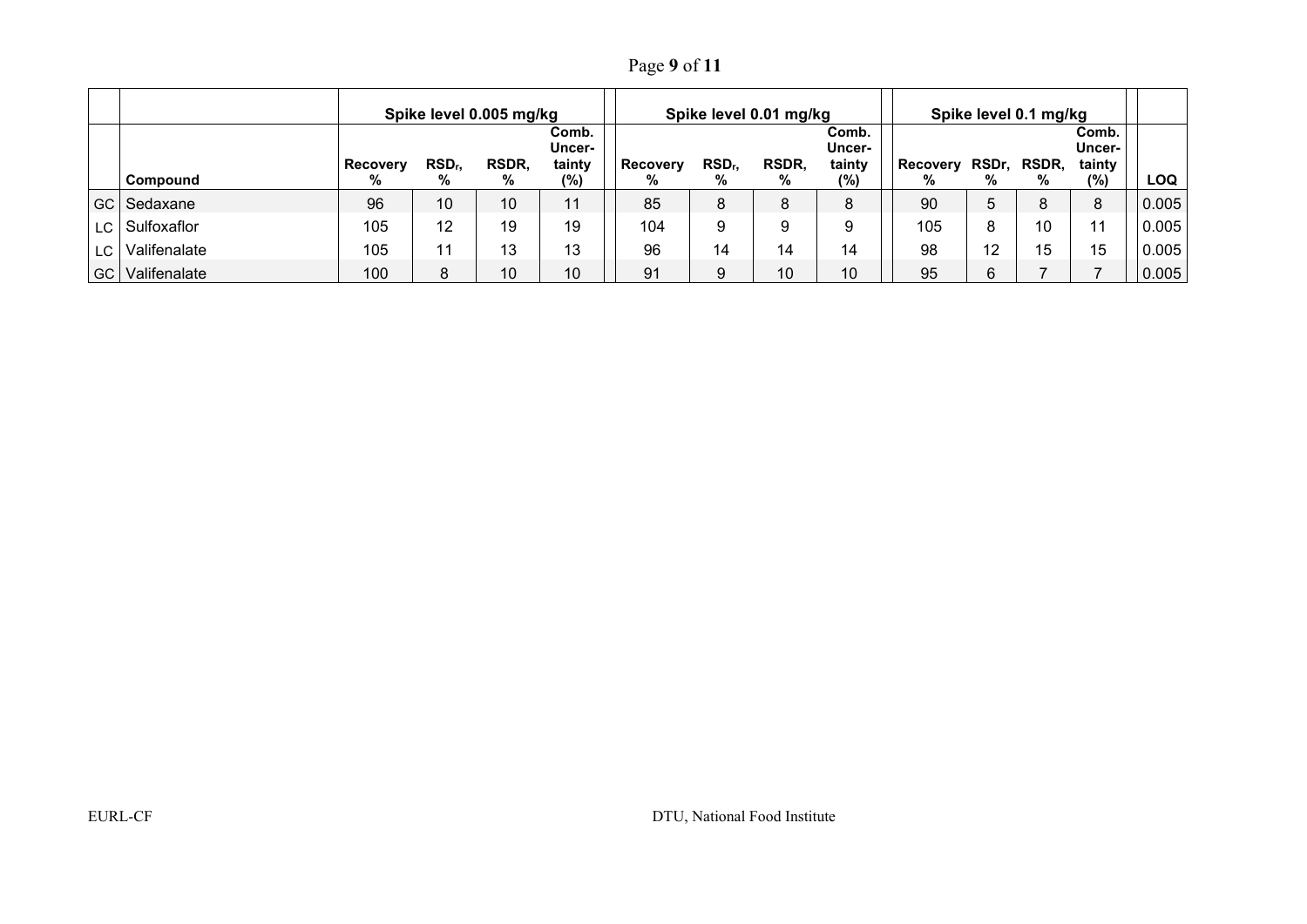| | | Spike level 0.005 mg/kg | | | | Spike level 0.01 mg/kg | | | | Spike level 0.1 mg/kg | | | | |
|---|---|---|---|---|---|---|---|---|---|---|---|---|---|---|
| | Compound | Recovery % | $RSD_r$, % | $RSD_R$, % | Comb. Uncer-tainty (%) | Recovery % | $RSD_r$, % | $RSD_R$, % | Comb. Uncer-tainty (%) | Recovery % | $RSD_r$, % | $RSD_R$, % | Comb. Uncer-tainty (%) | LOQ |
| GC | Sedaxane | 96 | 10 | 10 | 11 | 85 | 8 | 8 | 8 | 90 | 5 | 8 | 8 | 0.005 |
| LC | Sulfoxaflor | 105 | 12 | 19 | 19 | 104 | 9 | 9 | 9 | 105 | 8 | 10 | 11 | 0.005 |
| LC | Valifenalate | 105 | 11 | 13 | 13 | 96 | 14 | 14 | 14 | 98 | 12 | 15 | 15 | 0.005 |
| GC | Valifenalate | 100 | 8 | 10 | 10 | 91 | 9 | 10 | 10 | 95 | 6 | 7 | 7 | 0.005 |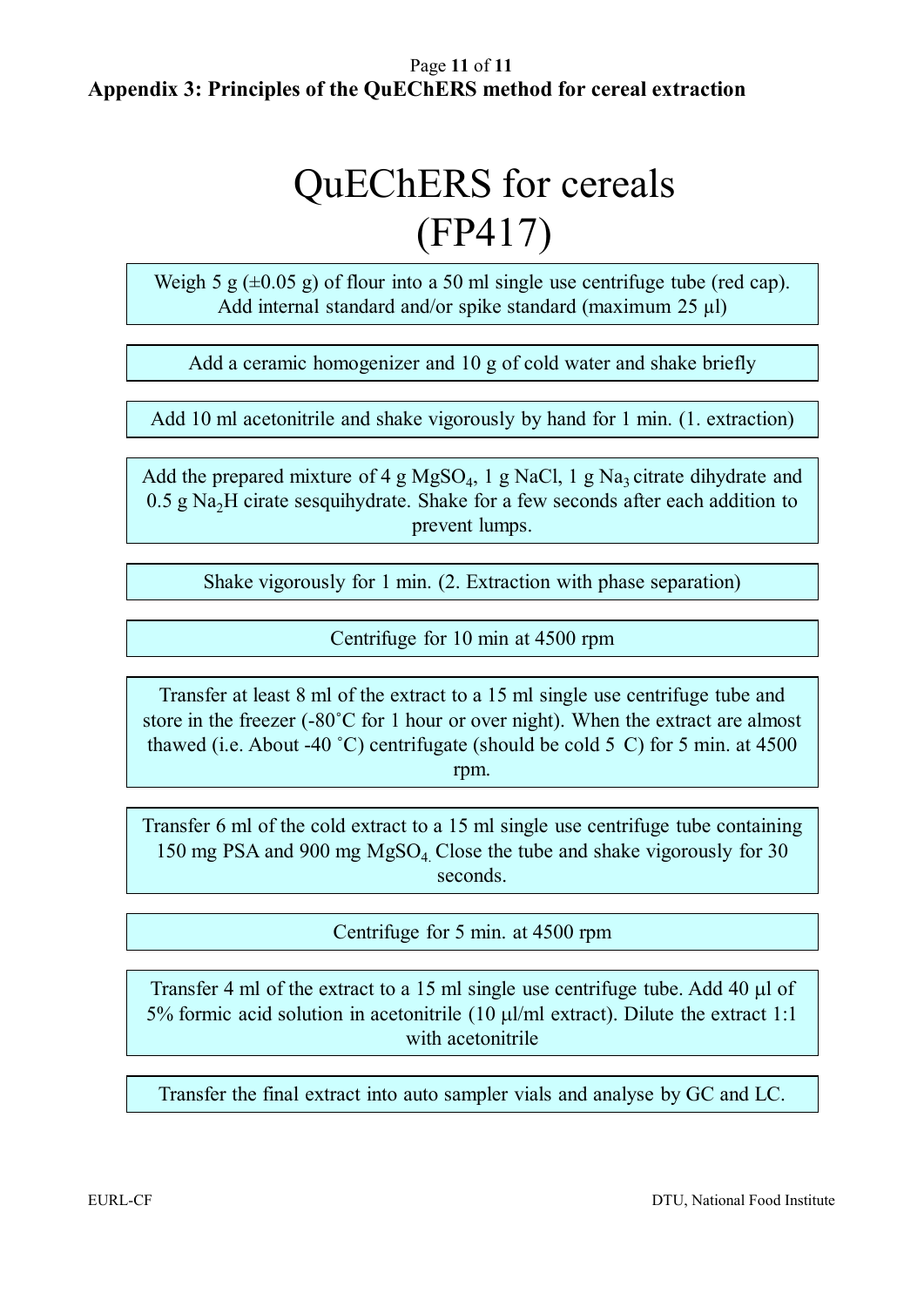**Appendix 3: Principles of the QuEChERS method for cereal extraction**

# QuEChERS for cereals (FP417)

Weigh 5 g (±0.05 g) of flour into a 50 ml single use centrifuge tube (red cap). Add internal standard and/or spike standard (maximum 25 µl)

Add a ceramic homogenizer and 10 g of cold water and shake briefly

Add 10 ml acetonitrile and shake vigorously by hand for 1 min. (1. extraction)

Add the prepared mixture of 4 g $MgSO_4$, 1 g NaCl, 1 g $Na_3$ citrate dihydrate and 0.5 g $Na_2H$ cirate sesquihydrate. Shake for a few seconds after each addition to prevent lumps.

Shake vigorously for 1 min. (2. Extraction with phase separation)

Centrifuge for 10 min at 4500 rpm

Transfer at least 8 ml of the extract to a 15 ml single use centrifuge tube and store in the freezer (-80˚C for 1 hour or over night). When the extract are almost thawed (i.e. About -40 ˚C) centrifugate (should be cold 5 C) for 5 min. at 4500 rpm.

Transfer 6 ml of the cold extract to a 15 ml single use centrifuge tube containing 150 mg PSA and 900 mg $MgSO_4$. Close the tube and shake vigorously for 30 seconds.

Centrifuge for 5 min. at 4500 rpm

Transfer 4 ml of the extract to a 15 ml single use centrifuge tube. Add 40 µl of 5% formic acid solution in acetonitrile (10 µl/ml extract). Dilute the extract 1:1 with acetonitrile

Transfer the final extract into auto sampler vials and analyse by GC and LC.